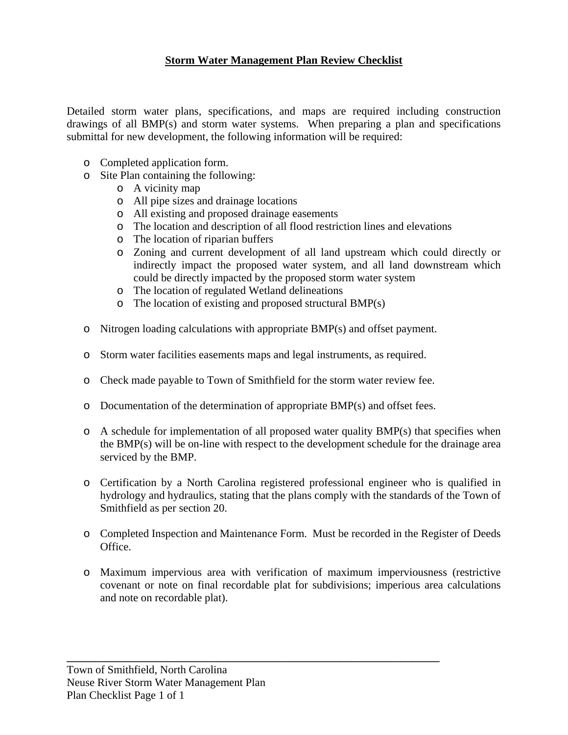# Storm Water Management Plan Review Checklist

Detailed storm water plans, specifications, and maps are required including construction drawings of all BMP(s) and storm water systems. When preparing a plan and specifications submittal for new development, the following information will be required:

- Completed application form.
- Site Plan containing the following:
  - A vicinity map
  - All pipe sizes and drainage locations
  - All existing and proposed drainage easements
  - The location and description of all flood restriction lines and elevations
  - The location of riparian buffers
  - Zoning and current development of all land upstream which could directly or indirectly impact the proposed water system, and all land downstream which could be directly impacted by the proposed storm water system
  - The location of regulated Wetland delineations
  - The location of existing and proposed structural BMP(s)
- Nitrogen loading calculations with appropriate BMP(s) and offset payment.
- Storm water facilities easements maps and legal instruments, as required.
- Check made payable to Town of Smithfield for the storm water review fee.
- Documentation of the determination of appropriate BMP(s) and offset fees.
- A schedule for implementation of all proposed water quality BMP(s) that specifies when the BMP(s) will be on-line with respect to the development schedule for the drainage area serviced by the BMP.
- Certification by a North Carolina registered professional engineer who is qualified in hydrology and hydraulics, stating that the plans comply with the standards of the Town of Smithfield as per section 20.
- Completed Inspection and Maintenance Form. Must be recorded in the Register of Deeds Office.
- Maximum impervious area with verification of maximum imperviousness (restrictive covenant or note on final recordable plat for subdivisions; imperious area calculations and note on recordable plat).

---

Town of Smithfield, North Carolina
Neuse River Storm Water Management Plan
Plan Checklist Page 1 of 1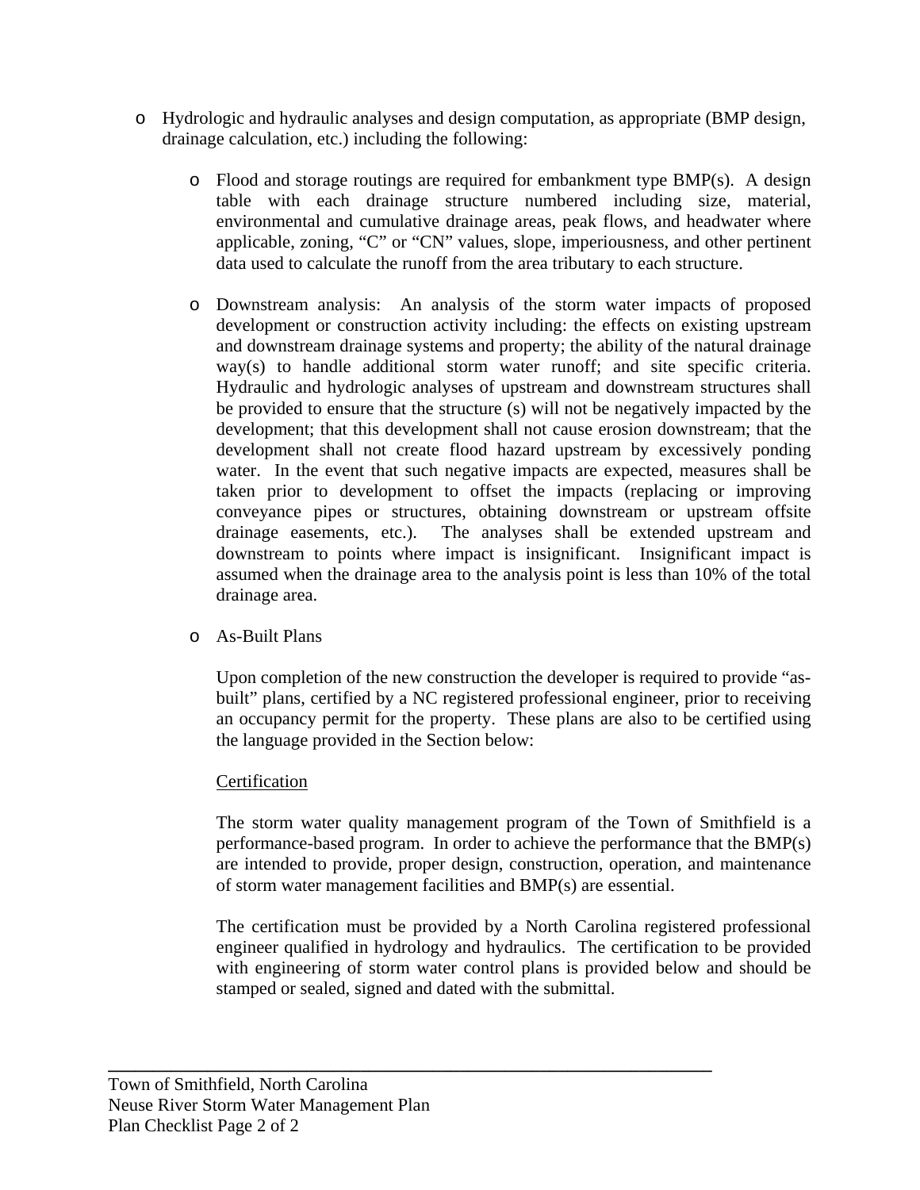- Hydrologic and hydraulic analyses and design computation, as appropriate (BMP design, drainage calculation, etc.) including the following:

  - Flood and storage routings are required for embankment type BMP(s). A design table with each drainage structure numbered including size, material, environmental and cumulative drainage areas, peak flows, and headwater where applicable, zoning, "C" or "CN" values, slope, imperiousness, and other pertinent data used to calculate the runoff from the area tributary to each structure.

  - Downstream analysis: An analysis of the storm water impacts of proposed development or construction activity including: the effects on existing upstream and downstream drainage systems and property; the ability of the natural drainage way(s) to handle additional storm water runoff; and site specific criteria. Hydraulic and hydrologic analyses of upstream and downstream structures shall be provided to ensure that the structure (s) will not be negatively impacted by the development; that this development shall not cause erosion downstream; that the development shall not create flood hazard upstream by excessively ponding water. In the event that such negative impacts are expected, measures shall be taken prior to development to offset the impacts (replacing or improving conveyance pipes or structures, obtaining downstream or upstream offsite drainage easements, etc.). The analyses shall be extended upstream and downstream to points where impact is insignificant. Insignificant impact is assumed when the drainage area to the analysis point is less than 10% of the total drainage area.

  - As-Built Plans

    Upon completion of the new construction the developer is required to provide "as-built" plans, certified by a NC registered professional engineer, prior to receiving an occupancy permit for the property. These plans are also to be certified using the language provided in the Section below:

    <u>Certification</u>

    The storm water quality management program of the Town of Smithfield is a performance-based program. In order to achieve the performance that the BMP(s) are intended to provide, proper design, construction, operation, and maintenance of storm water management facilities and BMP(s) are essential.

    The certification must be provided by a North Carolina registered professional engineer qualified in hydrology and hydraulics. The certification to be provided with engineering of storm water control plans is provided below and should be stamped or sealed, signed and dated with the submittal.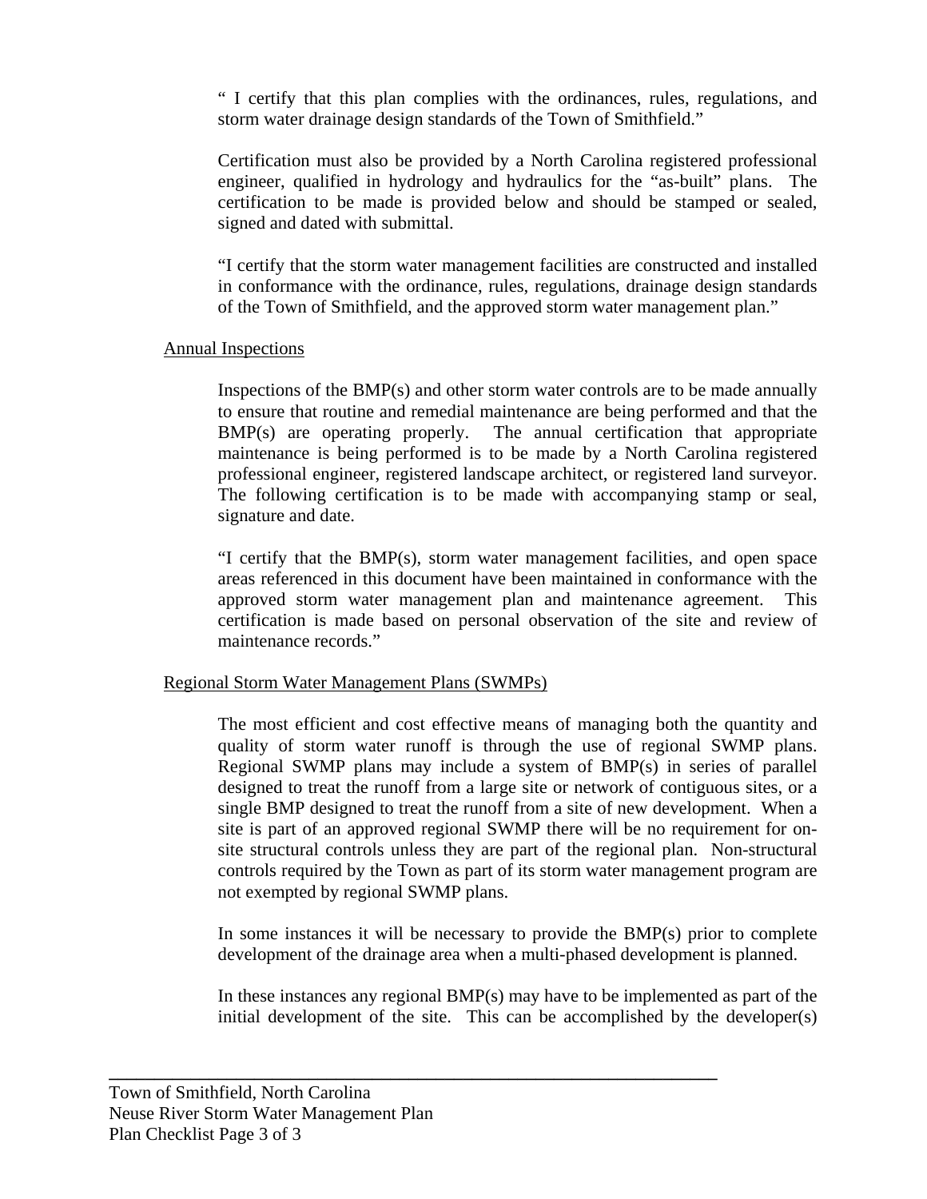" I certify that this plan complies with the ordinances, rules, regulations, and storm water drainage design standards of the Town of Smithfield."

Certification must also be provided by a North Carolina registered professional engineer, qualified in hydrology and hydraulics for the "as-built" plans. The certification to be made is provided below and should be stamped or sealed, signed and dated with submittal.

"I certify that the storm water management facilities are constructed and installed in conformance with the ordinance, rules, regulations, drainage design standards of the Town of Smithfield, and the approved storm water management plan."

<u>Annual Inspections</u>

Inspections of the BMP(s) and other storm water controls are to be made annually to ensure that routine and remedial maintenance are being performed and that the BMP(s) are operating properly. The annual certification that appropriate maintenance is being performed is to be made by a North Carolina registered professional engineer, registered landscape architect, or registered land surveyor. The following certification is to be made with accompanying stamp or seal, signature and date.

"I certify that the BMP(s), storm water management facilities, and open space areas referenced in this document have been maintained in conformance with the approved storm water management plan and maintenance agreement. This certification is made based on personal observation of the site and review of maintenance records."

<u>Regional Storm Water Management Plans (SWMPs)</u>

The most efficient and cost effective means of managing both the quantity and quality of storm water runoff is through the use of regional SWMP plans. Regional SWMP plans may include a system of BMP(s) in series of parallel designed to treat the runoff from a large site or network of contiguous sites, or a single BMP designed to treat the runoff from a site of new development. When a site is part of an approved regional SWMP there will be no requirement for on-site structural controls unless they are part of the regional plan. Non-structural controls required by the Town as part of its storm water management program are not exempted by regional SWMP plans.

In some instances it will be necessary to provide the BMP(s) prior to complete development of the drainage area when a multi-phased development is planned.

In these instances any regional BMP(s) may have to be implemented as part of the initial development of the site. This can be accomplished by the developer(s)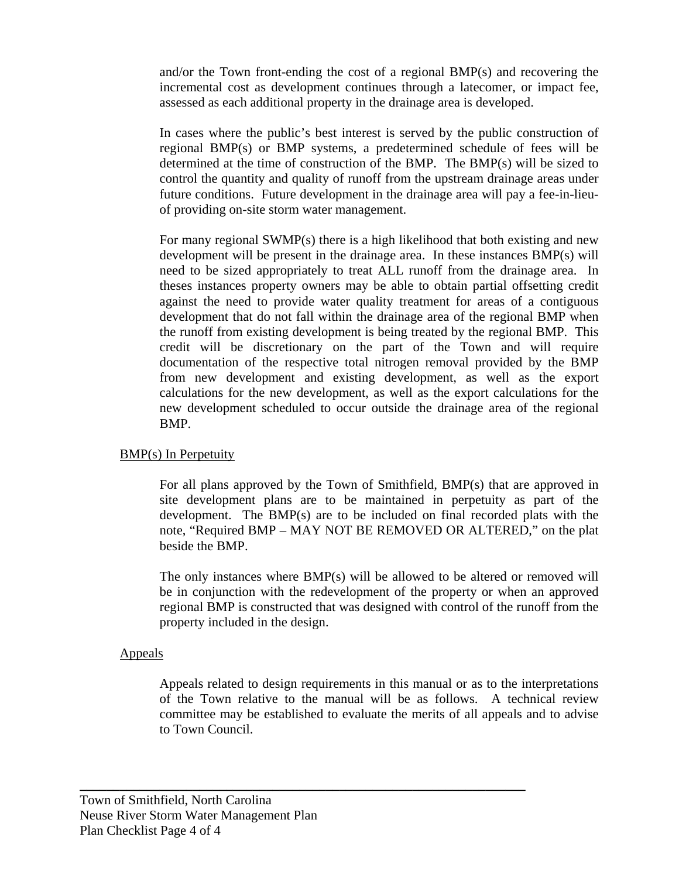and/or the Town front-ending the cost of a regional BMP(s) and recovering the incremental cost as development continues through a latecomer, or impact fee, assessed as each additional property in the drainage area is developed.

In cases where the public's best interest is served by the public construction of regional BMP(s) or BMP systems, a predetermined schedule of fees will be determined at the time of construction of the BMP. The BMP(s) will be sized to control the quantity and quality of runoff from the upstream drainage areas under future conditions. Future development in the drainage area will pay a fee-in-lieu-of providing on-site storm water management.

For many regional SWMP(s) there is a high likelihood that both existing and new development will be present in the drainage area. In these instances BMP(s) will need to be sized appropriately to treat ALL runoff from the drainage area. In theses instances property owners may be able to obtain partial offsetting credit against the need to provide water quality treatment for areas of a contiguous development that do not fall within the drainage area of the regional BMP when the runoff from existing development is being treated by the regional BMP. This credit will be discretionary on the part of the Town and will require documentation of the respective total nitrogen removal provided by the BMP from new development and existing development, as well as the export calculations for the new development, as well as the export calculations for the new development scheduled to occur outside the drainage area of the regional BMP.

<u>BMP(s) In Perpetuity</u>

For all plans approved by the Town of Smithfield, BMP(s) that are approved in site development plans are to be maintained in perpetuity as part of the development. The BMP(s) are to be included on final recorded plats with the note, "Required BMP – MAY NOT BE REMOVED OR ALTERED," on the plat beside the BMP.

The only instances where BMP(s) will be allowed to be altered or removed will be in conjunction with the redevelopment of the property or when an approved regional BMP is constructed that was designed with control of the runoff from the property included in the design.

<u>Appeals</u>

Appeals related to design requirements in this manual or as to the interpretations of the Town relative to the manual will be as follows. A technical review committee may be established to evaluate the merits of all appeals and to advise to Town Council.